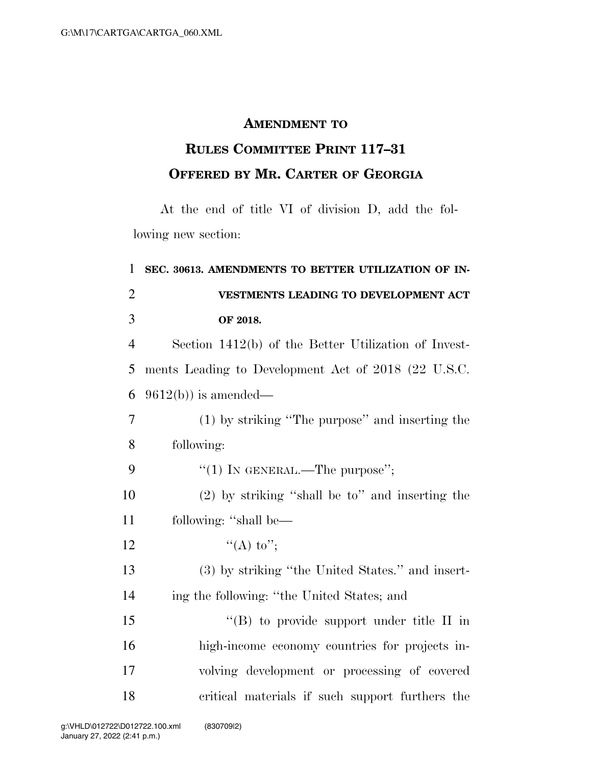# AMENDMENT TO RULES COMMITTEE PRINT 117–31 OFFERED BY MR. CARTER OF GEORGIA

At the end of title VI of division D, add the following new section:

**SEC. 30613. AMENDMENTS TO BETTER UTILIZATION OF INVESTMENTS LEADING TO DEVELOPMENT ACT OF 2018.**

Section 1412(b) of the Better Utilization of Investments Leading to Development Act of 2018 (22 U.S.C. 9612(b)) is amended—

(1) by striking "The purpose" and inserting the following:

"(1) IN GENERAL.—The purpose";

(2) by striking "shall be to" and inserting the following: "shall be—

"(A) to";

(3) by striking "the United States." and inserting the following: "the United States; and

"(B) to provide support under title II in high-income economy countries for projects involving development or processing of covered critical materials if such support furthers the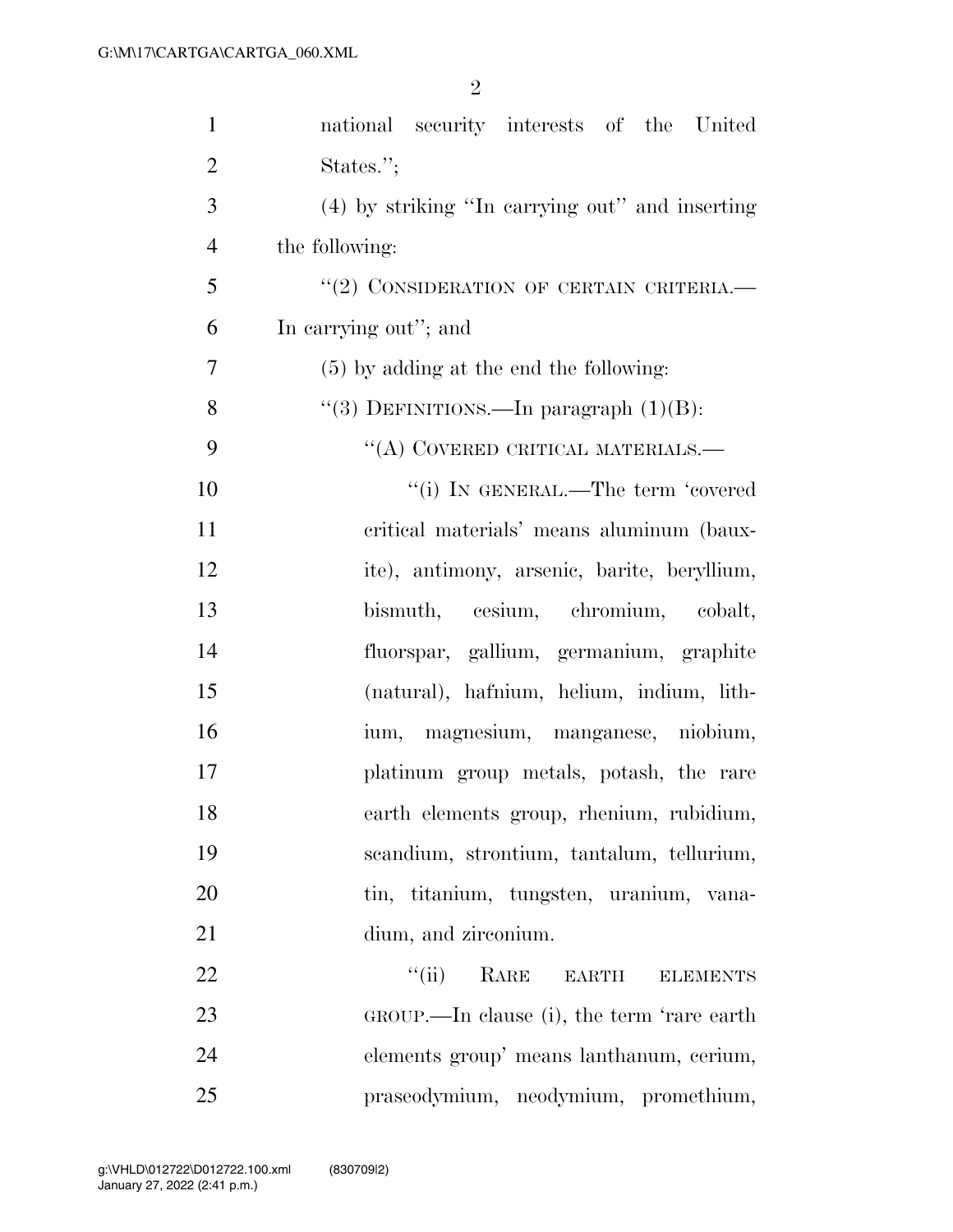national security interests of the United States.'';

(4) by striking ''In carrying out'' and inserting the following:

''(2) CONSIDERATION OF CERTAIN CRITERIA.— In carrying out''; and

(5) by adding at the end the following:

''(3) DEFINITIONS.—In paragraph (1)(B):

''(A) COVERED CRITICAL MATERIALS.—

''(i) IN GENERAL.—The term 'covered critical materials' means aluminum (bauxite), antimony, arsenic, barite, beryllium, bismuth, cesium, chromium, cobalt, fluorspar, gallium, germanium, graphite (natural), hafnium, helium, indium, lithium, magnesium, manganese, niobium, platinum group metals, potash, the rare earth elements group, rhenium, rubidium, scandium, strontium, tantalum, tellurium, tin, titanium, tungsten, uranium, vanadium, and zirconium.

''(ii) RARE EARTH ELEMENTS GROUP.—In clause (i), the term 'rare earth elements group' means lanthanum, cerium, praseodymium, neodymium, promethium,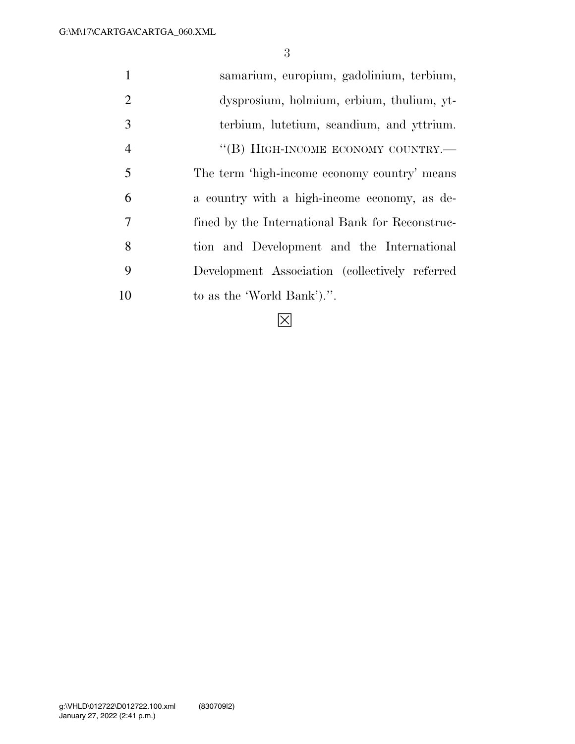samarium, europium, gadolinium, terbium, dysprosium, holmium, erbium, thulium, ytterbium, lutetium, scandium, and yttrium.

"(B) HIGH-INCOME ECONOMY COUNTRY.—The term 'high-income economy country' means a country with a high-income economy, as defined by the International Bank for Reconstruction and Development and the International Development Association (collectively referred to as the 'World Bank').".

☒